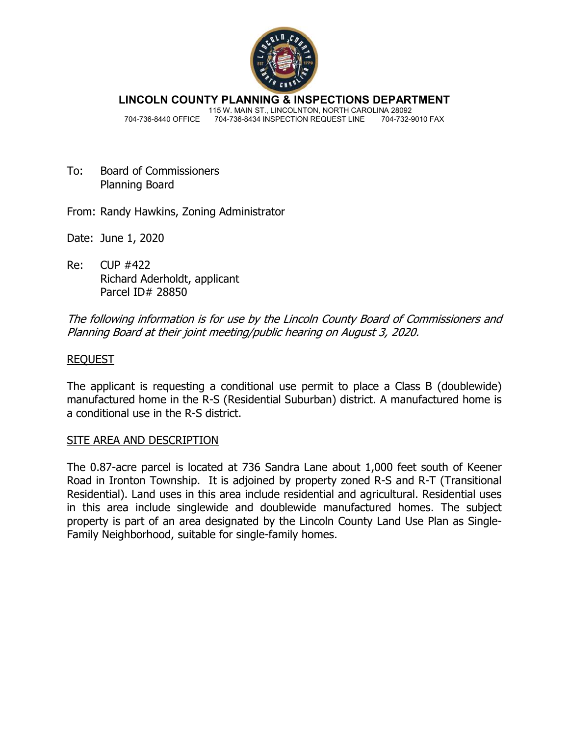**LINCOLN COUNTY PLANNING & INSPECTIONS DEPARTMENT**
115 W. MAIN ST., LINCOLNTON, NORTH CAROLINA 28092
704-736-8440 OFFICE  704-736-8434 INSPECTION REQUEST LINE  704-732-9010 FAX

To: Board of Commissioners
Planning Board

From: Randy Hawkins, Zoning Administrator

Date: June 1, 2020

Re: CUP #422
Richard Aderholdt, applicant
Parcel ID# 28850

*The following information is for use by the Lincoln County Board of Commissioners and Planning Board at their joint meeting/public hearing on August 3, 2020.*

## REQUEST

The applicant is requesting a conditional use permit to place a Class B (doublewide) manufactured home in the R-S (Residential Suburban) district. A manufactured home is a conditional use in the R-S district.

## SITE AREA AND DESCRIPTION

The 0.87-acre parcel is located at 736 Sandra Lane about 1,000 feet south of Keener Road in Ironton Township. It is adjoined by property zoned R-S and R-T (Transitional Residential). Land uses in this area include residential and agricultural. Residential uses in this area include singlewide and doublewide manufactured homes. The subject property is part of an area designated by the Lincoln County Land Use Plan as Single-Family Neighborhood, suitable for single-family homes.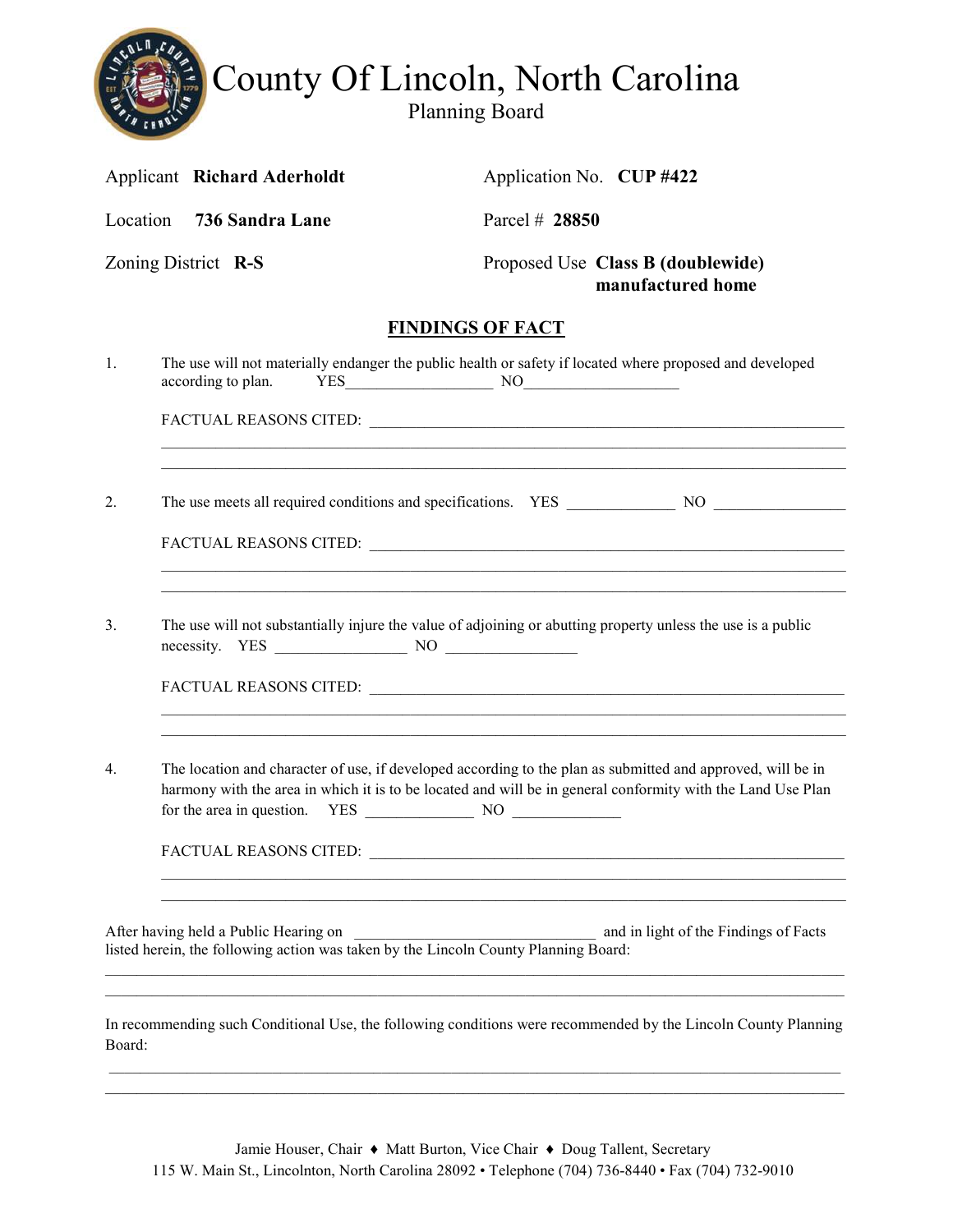# County Of Lincoln, North Carolina

## Planning Board

Applicant **Richard Aderholdt**

Application No. **CUP #422**

Location **736 Sandra Lane**

Parcel # **28850**

Zoning District **R-S**

Proposed Use **Class B (doublewide) manufactured home**

## FINDINGS OF FACT

1. The use will not materially endanger the public health or safety if located where proposed and developed according to plan. YES___________________ NO___________________

   FACTUAL REASONS CITED: ____________________________________________________________
   ____________________________________________________________________________
   ____________________________________________________________________________

2. The use meets all required conditions and specifications. YES ______________ NO ________________

   FACTUAL REASONS CITED: ____________________________________________________________
   ____________________________________________________________________________
   ____________________________________________________________________________

3. The use will not substantially injure the value of adjoining or abutting property unless the use is a public necessity. YES ________________ NO ________________

   FACTUAL REASONS CITED: ____________________________________________________________
   ____________________________________________________________________________
   ____________________________________________________________________________

4. The location and character of use, if developed according to the plan as submitted and approved, will be in harmony with the area in which it is to be located and will be in general conformity with the Land Use Plan for the area in question. YES ______________ NO ______________

   FACTUAL REASONS CITED: ____________________________________________________________
   ____________________________________________________________________________
   ____________________________________________________________________________

After having held a Public Hearing on ______________________________ and in light of the Findings of Facts listed herein, the following action was taken by the Lincoln County Planning Board:

____________________________________________________________________________________
____________________________________________________________________________________

In recommending such Conditional Use, the following conditions were recommended by the Lincoln County Planning Board:

____________________________________________________________________________________
____________________________________________________________________________________

Jamie Houser, Chair ♦ Matt Burton, Vice Chair ♦ Doug Tallent, Secretary
115 W. Main St., Lincolnton, North Carolina 28092 • Telephone (704) 736-8440 • Fax (704) 732-9010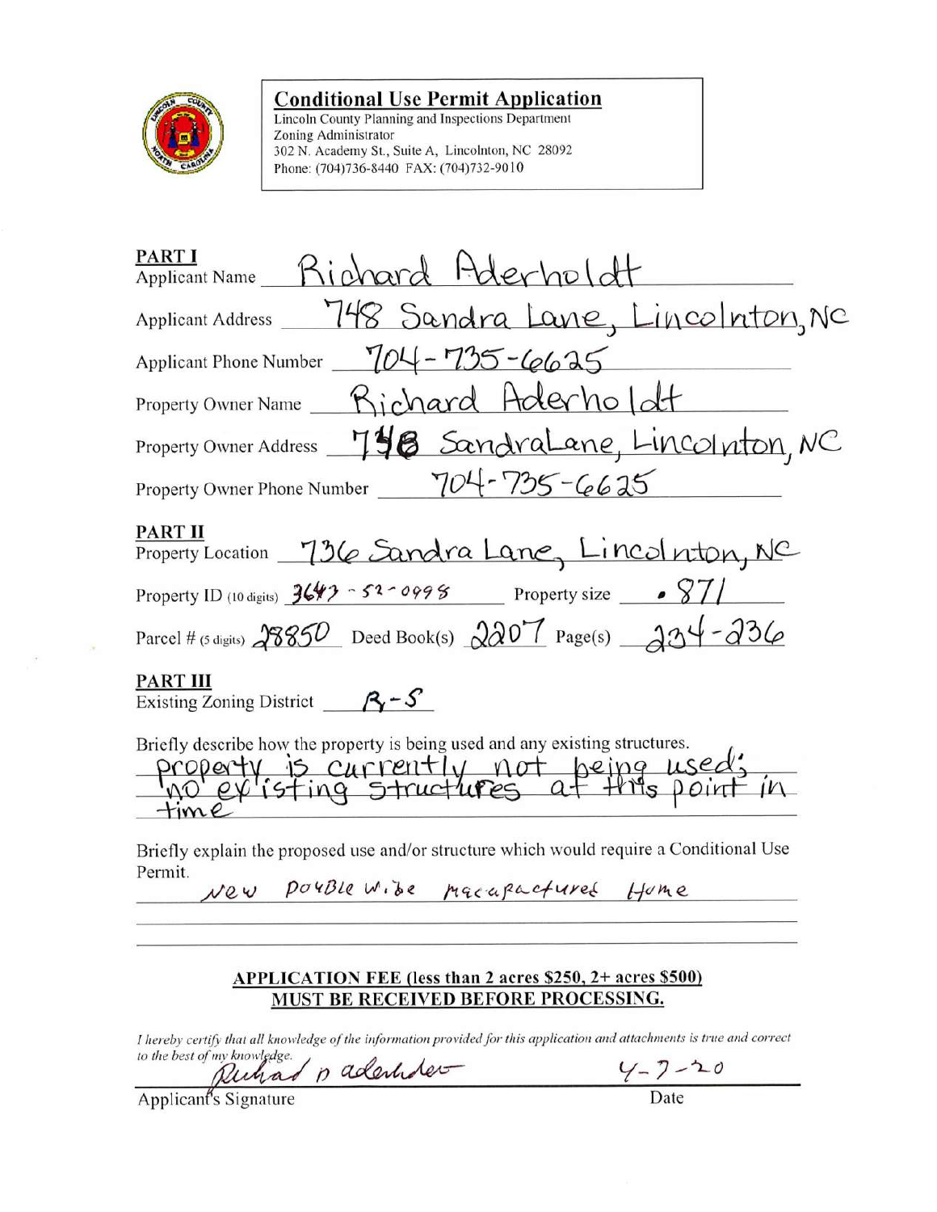**Conditional Use Permit Application**

Lincoln County Planning and Inspections Department
Zoning Administrator
302 N. Academy St., Suite A, Lincolnton, NC 28092
Phone: (704)736-8440 FAX: (704)732-9010

**PART I**

Applicant Name: Richard Aderholdt

Applicant Address: 748 Sandra Lane, Lincolnton, NC

Applicant Phone Number: 704-735-6625

Property Owner Name: Richard Aderholdt

Property Owner Address: 748 SandraLane, Lincolnton, NC

Property Owner Phone Number: 704-735-6625

**PART II**

Property Location: 736 Sandra Lane, Lincolnton, NC

Property ID (10 digits): 3643-52-0998 Property size: .871

Parcel # (5 digits): 28850 Deed Book(s): 2207 Page(s): 234-236

**PART III**

Existing Zoning District: R-S

Briefly describe how the property is being used and any existing structures.

property is currently not being used; no existing structures at this point in time

Briefly explain the proposed use and/or structure which would require a Conditional Use Permit.

New Double Wide Manufactured Home

**APPLICATION FEE (less than 2 acres $250, 2+ acres $500) MUST BE RECEIVED BEFORE PROCESSING.**

*I hereby certify that all knowledge of the information provided for this application and attachments is true and correct to the best of my knowledge.*

Richard D Aderholdt — 4-7-20

Applicant's Signature — Date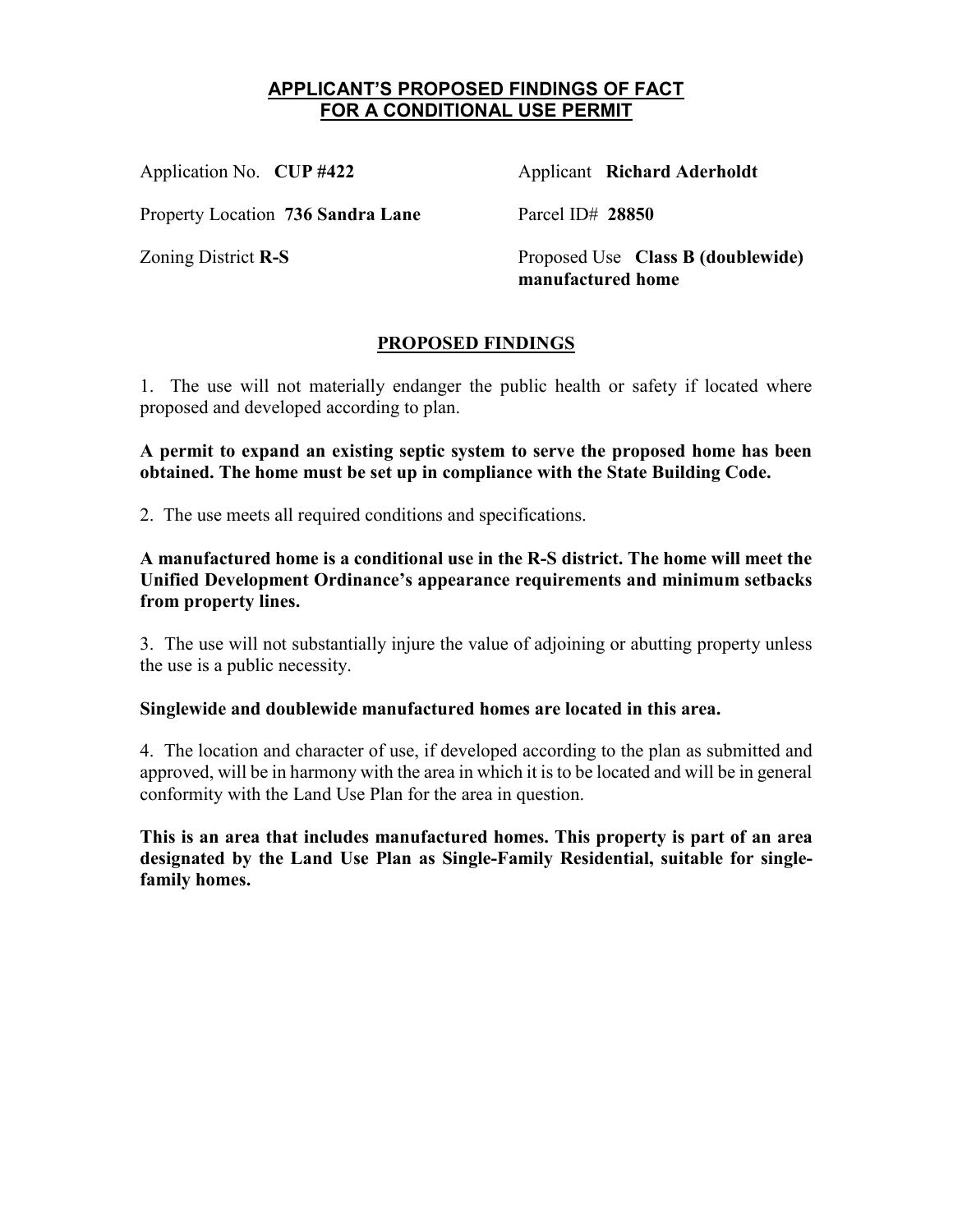# APPLICANT'S PROPOSED FINDINGS OF FACT FOR A CONDITIONAL USE PERMIT

| | |
|---|---|
| Application No. **CUP #422** | Applicant **Richard Aderholdt** |
| Property Location **736 Sandra Lane** | Parcel ID# **28850** |
| Zoning District **R-S** | Proposed Use **Class B (doublewide) manufactured home** |

## PROPOSED FINDINGS

1. The use will not materially endanger the public health or safety if located where proposed and developed according to plan.

**A permit to expand an existing septic system to serve the proposed home has been obtained. The home must be set up in compliance with the State Building Code.**

2. The use meets all required conditions and specifications.

**A manufactured home is a conditional use in the R-S district. The home will meet the Unified Development Ordinance's appearance requirements and minimum setbacks from property lines.**

3. The use will not substantially injure the value of adjoining or abutting property unless the use is a public necessity.

**Singlewide and doublewide manufactured homes are located in this area.**

4. The location and character of use, if developed according to the plan as submitted and approved, will be in harmony with the area in which it is to be located and will be in general conformity with the Land Use Plan for the area in question.

**This is an area that includes manufactured homes. This property is part of an area designated by the Land Use Plan as Single-Family Residential, suitable for single-family homes.**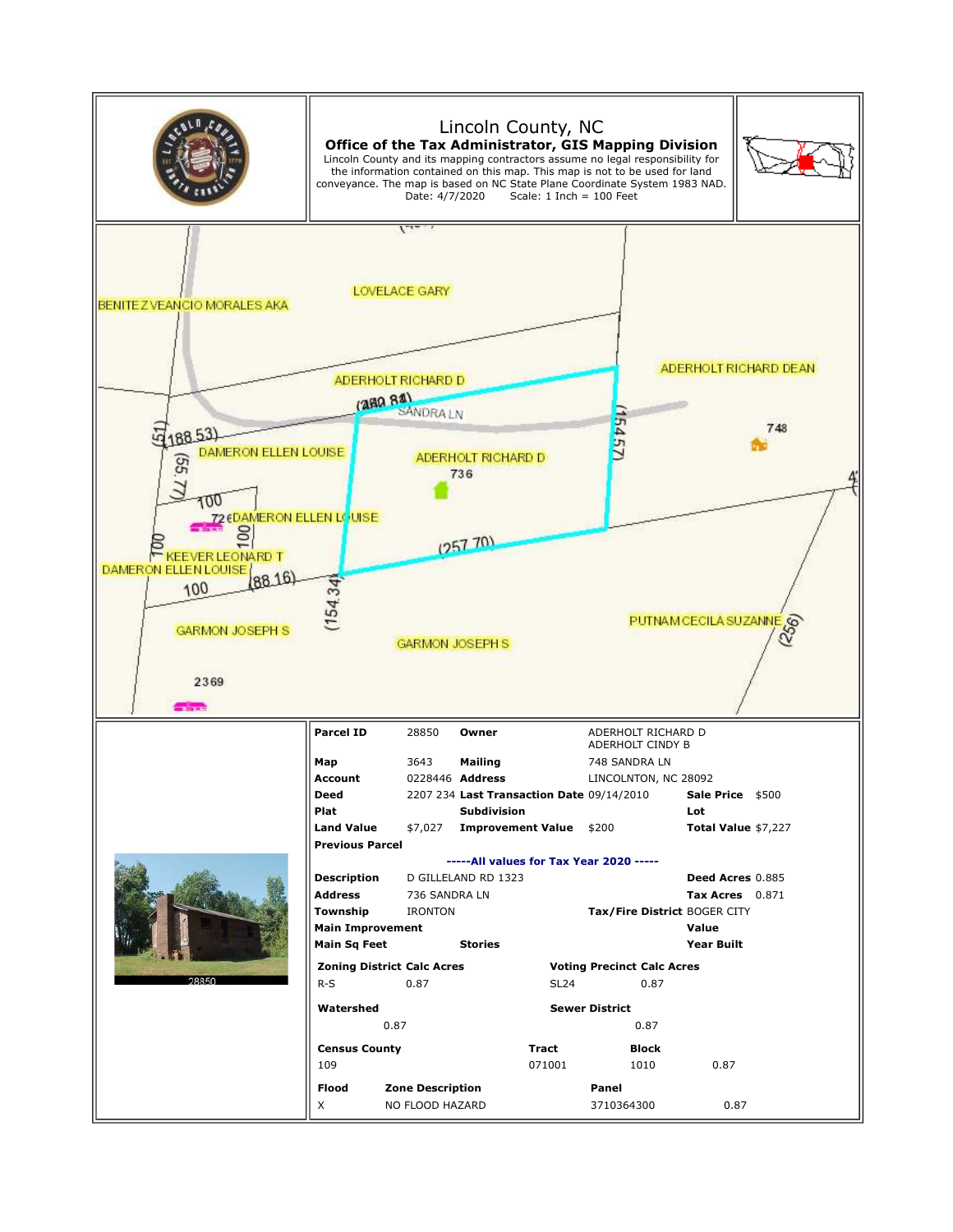# Lincoln County, NC

**Office of the Tax Administrator, GIS Mapping Division**

Lincoln County and its mapping contractors assume no legal responsibility for the information contained on this map. This map is not to be used for land conveyance. The map is based on NC State Plane Coordinate System 1983 NAD.

Date: 4/7/2020 Scale: 1 Inch = 100 Feet

| | | | | | |
|---|---|---|---|---|---|
| **Parcel ID** | 28850 | **Owner** | ADERHOLT RICHARD D<br>ADERHOLT CINDY B | | |
| **Map** | 3643 | **Mailing** | 748 SANDRA LN | | |
| **Account** | 0228446 | **Address** | LINCOLNTON, NC 28092 | | |
| **Deed** | 2207 234 | **Last Transaction Date** | 09/14/2010 | **Sale Price** | $500 |
| **Plat** | | **Subdivision** | | **Lot** | |
| **Land Value** | $7,027 | **Improvement Value** | $200 | **Total Value** | $7,227 |
| **Previous Parcel** | | | | | |

**-----All values for Tax Year 2020 -----**

| | | | | |
|---|---|---|---|---|
| **Description** | D GILLELAND RD 1323 | | **Deed Acres** | 0.885 |
| **Address** | 736 SANDRA LN | | **Tax Acres** | 0.871 |
| **Township** | IRONTON | **Tax/Fire District** BOGER CITY | | |
| **Main Improvement** | | | **Value** | |
| **Main Sq Feet** | | **Stories** | **Year Built** | |

| **Zoning District** | **Calc Acres** | **Voting Precinct** | **Calc Acres** |
|---|---|---|---|
| R-S | 0.87 | SL24 | 0.87 |

| **Watershed** | | **Sewer District** | |
|---|---|---|---|
| | 0.87 | | 0.87 |

| **Census County** | **Tract** | **Block** | |
|---|---|---|---|
| 109 | 071001 | 1010 | 0.87 |

| **Flood** | **Zone Description** | **Panel** | |
|---|---|---|---|
| X | NO FLOOD HAZARD | 3710364300 | 0.87 |

28850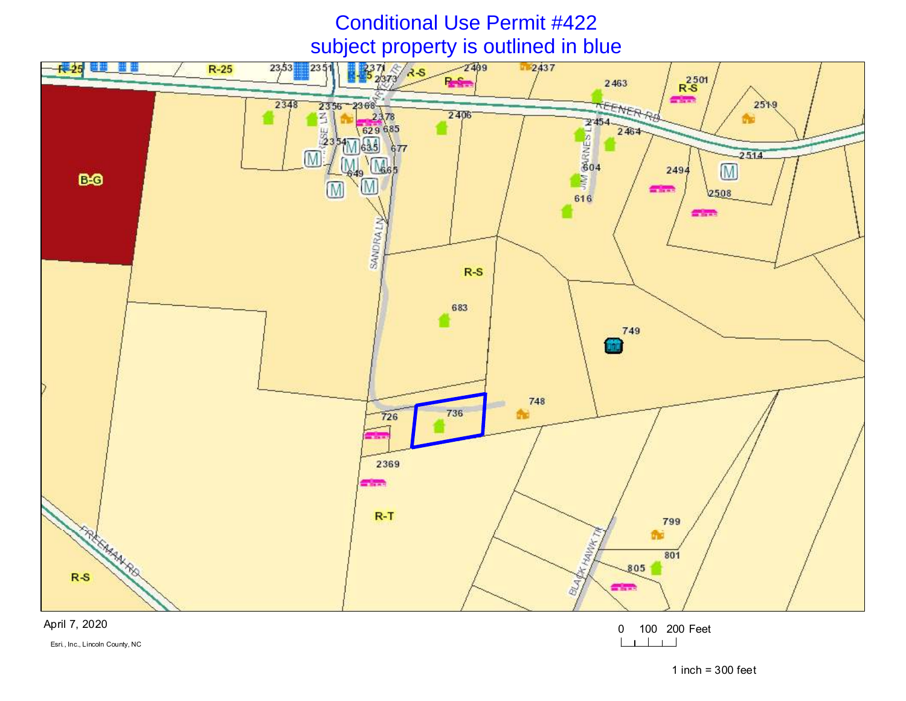# Conditional Use Permit #422

subject property is outlined in blue

R-25
R-25
2353
2351
2371
R-25
2373
R-S
2409
R-S
2437
2463
2501
R-S
2519
2348
2356
2368
2378
2406
KEENER RD
2454
2464
2514
629
685
2354
635
677
649
665
604
2494
2508
616
B-G
SANDRA LN
JIM BARNES LN
R-S
683
749
748
726
736
2369
R-T
799
801
805
FREEMAN RD
BLACK HAWK TR
R-S

April 7, 2020

Esri, Inc., Lincoln County, NC

0 100 200 Feet

1 inch = 300 feet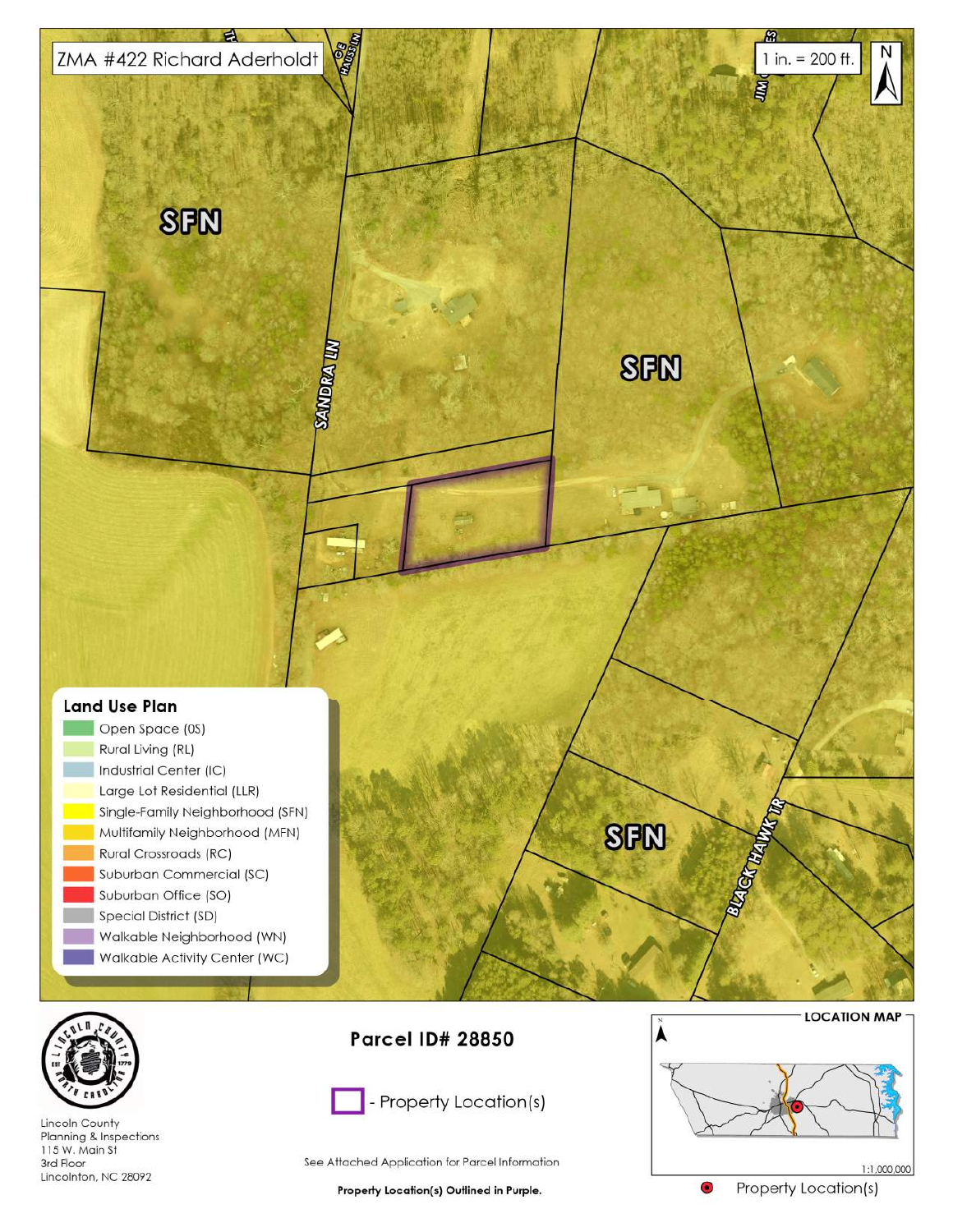ZMA #422 Richard Aderholdt

1 in. = 200 ft.

N

SFN

SANDRA LN

SFN

SFN

BLACK HAWK TR

**Land Use Plan**

- Open Space (OS)
- Rural Living (RL)
- Industrial Center (IC)
- Large Lot Residential (LLR)
- Single-Family Neighborhood (SFN)
- Multifamily Neighborhood (MFN)
- Rural Crossroads (RC)
- Suburban Commercial (SC)
- Suburban Office (SO)
- Special District (SD)
- Walkable Neighborhood (WN)
- Walkable Activity Center (WC)

Lincoln County
Planning & Inspections
115 W. Main St
3rd Floor
Lincolnton, NC 28092

**Parcel ID# 28850**

- Property Location(s)

See Attached Application for Parcel Information

**Property Location(s) Outlined in Purple.**

LOCATION MAP

1:1,000,000

Property Location(s)